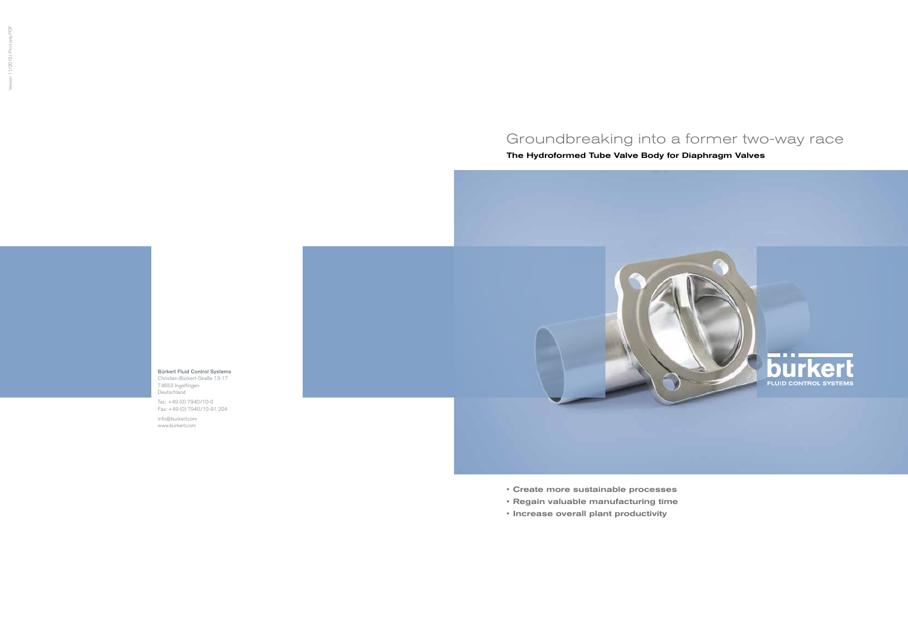# Groundbreaking into a former two-way race

## The Hydroformed Tube Valve Body for Diaphragm Valves

bürkert
FLUID CONTROL SYSTEMS

- Create more sustainable processes
- Regain valuable manufacturing time
- Increase overall plant productivity

**Bürkert Fluid Control Systems**
Christian-Bürkert-Straße 13-17
74653 Ingelfingen
Deutschland

Tel.: +49 (0) 7940/10-0
Fax: +49 (0) 7940/10-91 204

info@burkert.com
www.burkert.com

Version 11/2015 | Print only PDF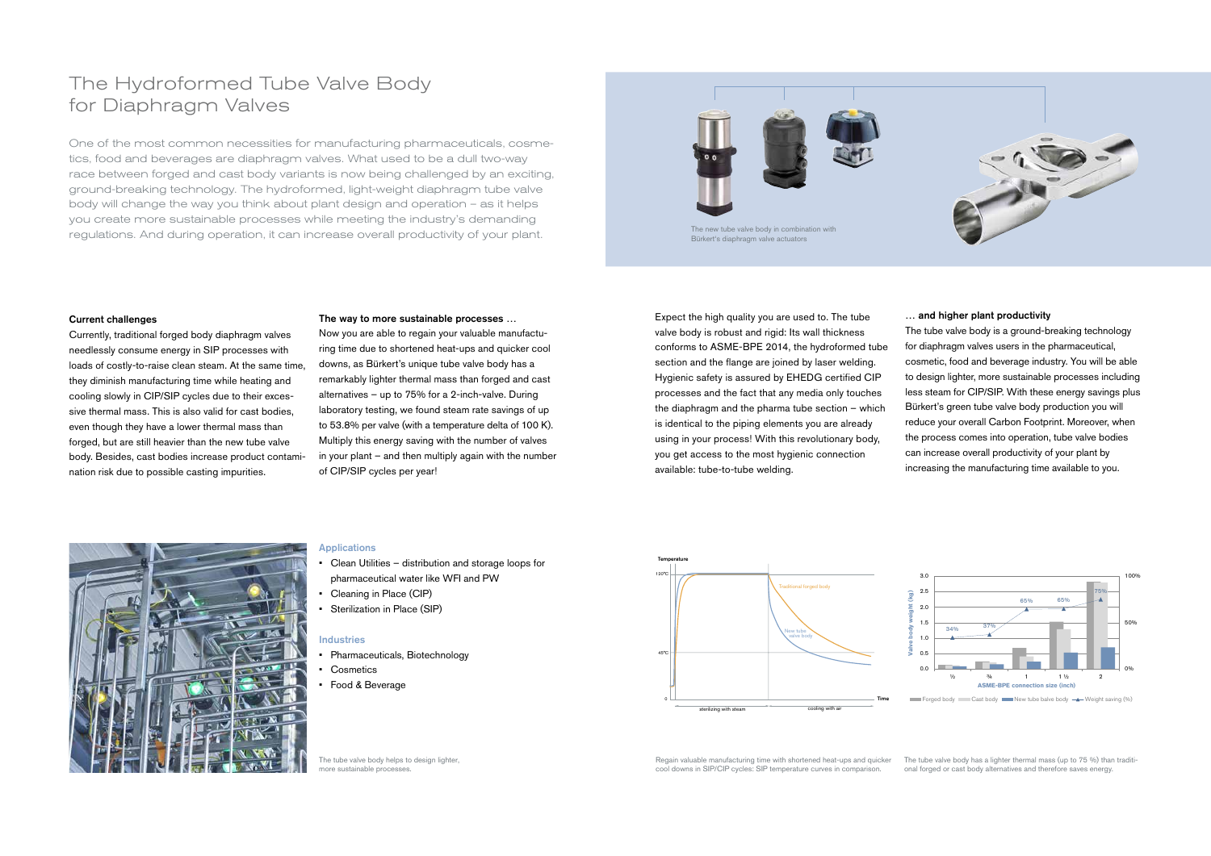# The Hydroformed Tube Valve Body for Diaphragm Valves

One of the most common necessities for manufacturing pharmaceuticals, cosmetics, food and beverages are diaphragm valves. What used to be a dull two-way race between forged and cast body variants is now being challenged by an exciting, ground-breaking technology. The hydroformed, light-weight diaphragm tube valve body will change the way you think about plant design and operation – as it helps you create more sustainable processes while meeting the industry's demanding regulations. And during operation, it can increase overall productivity of your plant.

The new tube valve body in combination with Bürkert's diaphragm valve actuators

### Current challenges

Currently, traditional forged body diaphragm valves needlessly consume energy in SIP processes with loads of costly-to-raise clean steam. At the same time, they diminish manufacturing time while heating and cooling slowly in CIP/SIP cycles due to their excessive thermal mass. This is also valid for cast bodies, even though they have a lower thermal mass than forged, but are still heavier than the new tube valve body. Besides, cast bodies increase product contamination risk due to possible casting impurities.

### The way to more sustainable processes …

Now you are able to regain your valuable manufacturing time due to shortened heat-ups and quicker cool downs, as Bürkert's unique tube valve body has a remarkably lighter thermal mass than forged and cast alternatives – up to 75% for a 2-inch-valve. During laboratory testing, we found steam rate savings of up to 53.8% per valve (with a temperature delta of 100 K). Multiply this energy saving with the number of valves in your plant – and then multiply again with the number of CIP/SIP cycles per year!

Expect the high quality you are used to. The tube valve body is robust and rigid: Its wall thickness conforms to ASME-BPE 2014, the hydroformed tube section and the flange are joined by laser welding. Hygienic safety is assured by EHEDG certified CIP processes and the fact that any media only touches the diaphragm and the pharma tube section – which is identical to the piping elements you are already using in your process! With this revolutionary body, you get access to the most hygienic connection available: tube-to-tube welding.

### … and higher plant productivity

The tube valve body is a ground-breaking technology for diaphragm valves users in the pharmaceutical, cosmetic, food and beverage industry. You will be able to design lighter, more sustainable processes including less steam for CIP/SIP. With these energy savings plus Bürkert's green tube valve body production you will reduce your overall Carbon Footprint. Moreover, when the process comes into operation, tube valve bodies can increase overall productivity of your plant by increasing the manufacturing time available to you.

### Applications

- Clean Utilities – distribution and storage loops for pharmaceutical water like WFI and PW
- Cleaning in Place (CIP)
- Sterilization in Place (SIP)

### Industries

- Pharmaceuticals, Biotechnology
- Cosmetics
- Food & Beverage

The tube valve body helps to design lighter, more sustainable processes.

Temperature
120°C
45°C
0
Traditional forged body
New tube valve body
Time
sterilizing with steam
cooling with air

Regain valuable manufacturing time with shortened heat-ups and quicker cool downs in SIP/CIP cycles: SIP temperature curves in comparison.

Valve body weight (kg)
3.0
2.5
2.0
1.5
1.0
0.5
0.0
100%
50%
0%
34%
37%
65%
65%
75%
½
¾
1
1 ½
2
ASME-BPE connection size (inch)
Forged body
Cast body
New tube balve body
Weight saving (%)

The tube valve body has a lighter thermal mass (up to 75 %) than traditional forged or cast body alternatives and therefore saves energy.